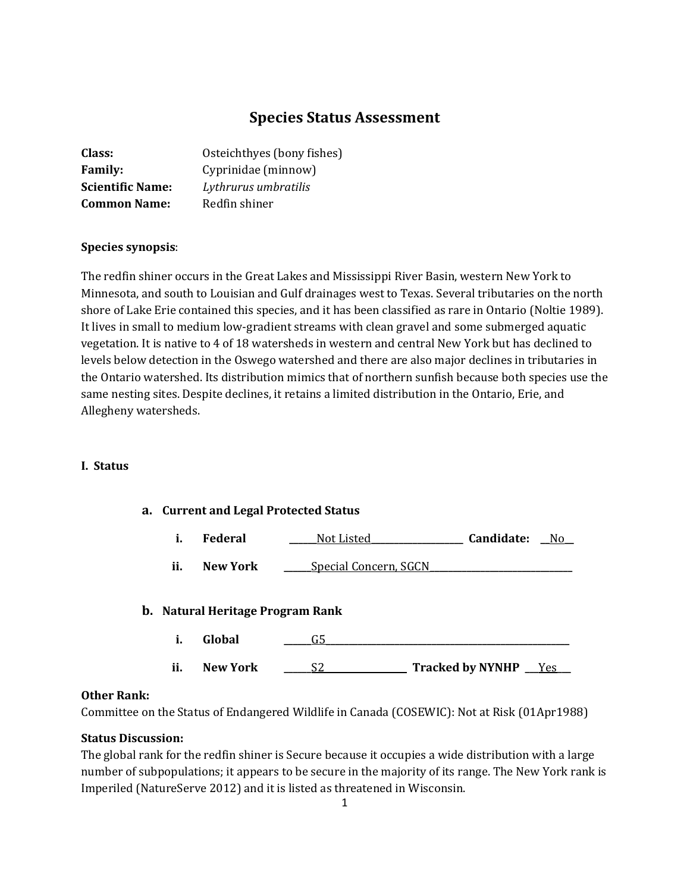# Species Status Assessment

**Class:** Osteichthyes (bony fishes)
**Family:** Cyprinidae (minnow)
**Scientific Name:** *Lythrurus umbratilis*
**Common Name:** Redfin shiner

**Species synopsis**:

The redfin shiner occurs in the Great Lakes and Mississippi River Basin, western New York to Minnesota, and south to Louisian and Gulf drainages west to Texas. Several tributaries on the north shore of Lake Erie contained this species, and it has been classified as rare in Ontario (Noltie 1989). It lives in small to medium low-gradient streams with clean gravel and some submerged aquatic vegetation. It is native to 4 of 18 watersheds in western and central New York but has declined to levels below detection in the Oswego watershed and there are also major declines in tributaries in the Ontario watershed. Its distribution mimics that of northern sunfish because both species use the same nesting sites. Despite declines, it retains a limited distribution in the Ontario, Erie, and Allegheny watersheds.

## I. Status

### a. Current and Legal Protected Status

i. **Federal** ______Not Listed____________________ **Candidate:** __No__

ii. **New York** ______Special Concern, SGCN______________________________

### b. Natural Heritage Program Rank

i. **Global** ______G5_____________________________________________________

ii. **New York** ______S2__________________ **Tracked by NYNHP** ___Yes___

**Other Rank:**
Committee on the Status of Endangered Wildlife in Canada (COSEWIC): Not at Risk (01Apr1988)

**Status Discussion:**
The global rank for the redfin shiner is Secure because it occupies a wide distribution with a large number of subpopulations; it appears to be secure in the majority of its range. The New York rank is Imperiled (NatureServe 2012) and it is listed as threatened in Wisconsin.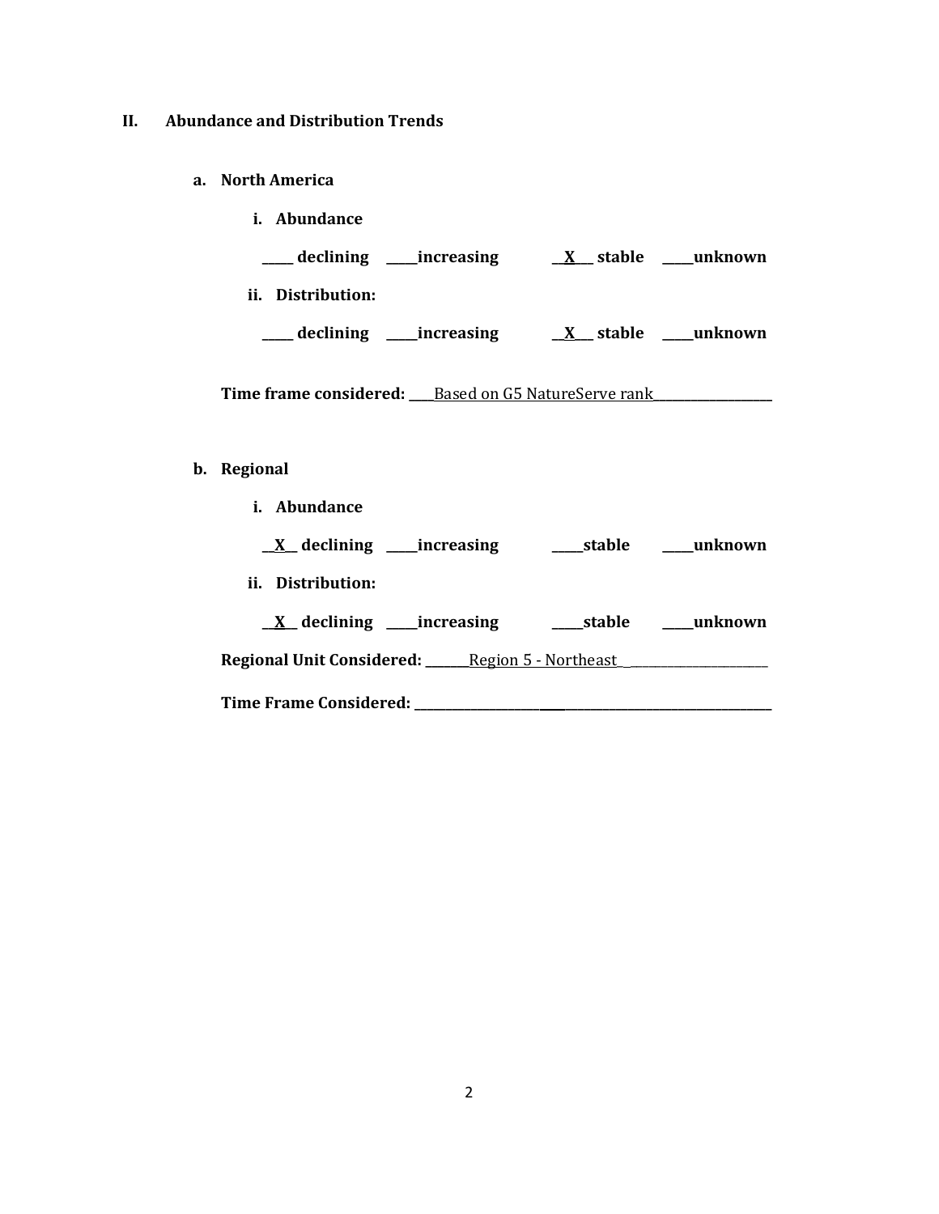## II. Abundance and Distribution Trends

### a. North America

**i. Abundance**

**_____ declining _____increasing __X___ stable _____unknown**

**ii. Distribution:**

**_____ declining _____increasing __X___ stable _____unknown**

**Time frame considered:** ____Based on G5 NatureServe rank__________________

### b. Regional

**i. Abundance**

**__X__ declining _____increasing _____stable _____unknown**

**ii. Distribution:**

**__X__ declining _____increasing _____stable _____unknown**

**Regional Unit Considered:** _______Region 5 - Northeast_______________________

**Time Frame Considered:** _______________________________________________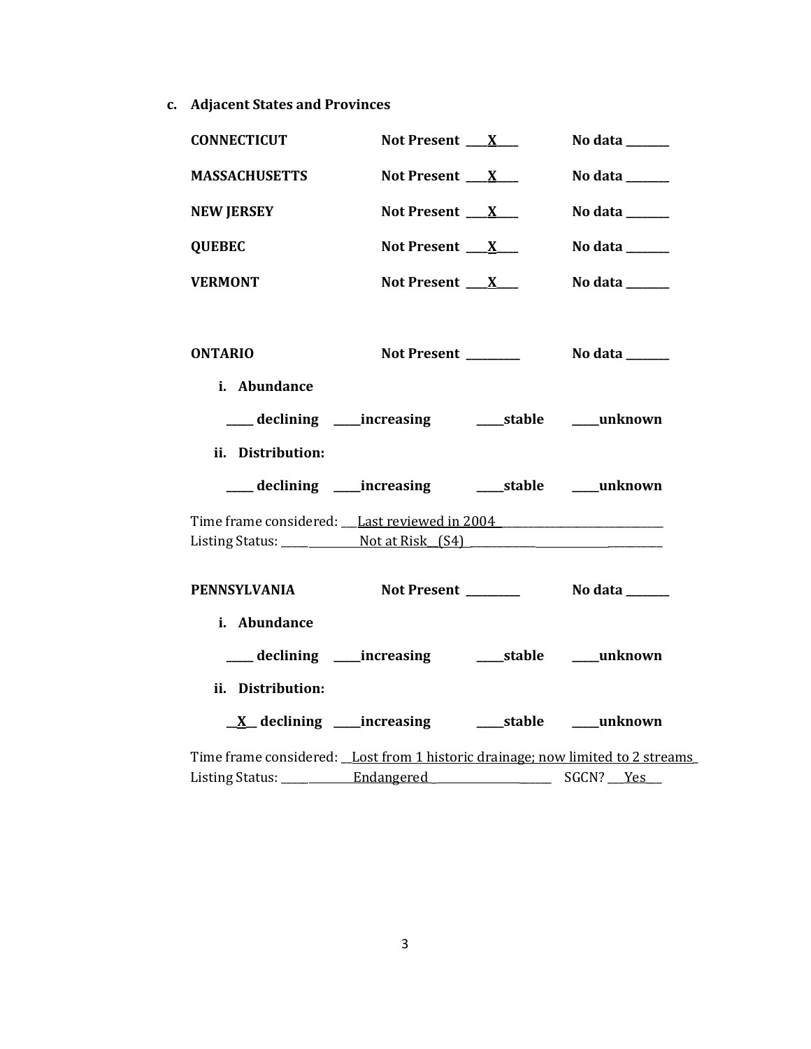**c. Adjacent States and Provinces**

**CONNECTICUT** **Not Present** ___X___ **No data** _______

**MASSACHUSETTS** **Not Present** ___X___ **No data** _______

**NEW JERSEY** **Not Present** ___X___ **No data** _______

**QUEBEC** **Not Present** ___X___ **No data** _______

**VERMONT** **Not Present** ___X___ **No data** _______

**ONTARIO** **Not Present** _________ **No data** _______

**i. Abundance**

_____ **declining** _____**increasing** _____**stable** _____**unknown**

**ii. Distribution:**

_____ **declining** _____**increasing** _____**stable** _____**unknown**

Time frame considered: ___Last reviewed in 2004___________________________

Listing Status: ______________Not at Risk__(S4) ______________________________

**PENNSYLVANIA** **Not Present** _________ **No data** _______

**i. Abundance**

_____ **declining** _____**increasing** _____**stable** _____**unknown**

**ii. Distribution:**

__X__ **declining** _____**increasing** _____**stable** _____**unknown**

Time frame considered: __Lost from 1 historic drainage; now limited to 2 streams_

Listing Status: ______________Endangered ______________________ SGCN? ___Yes___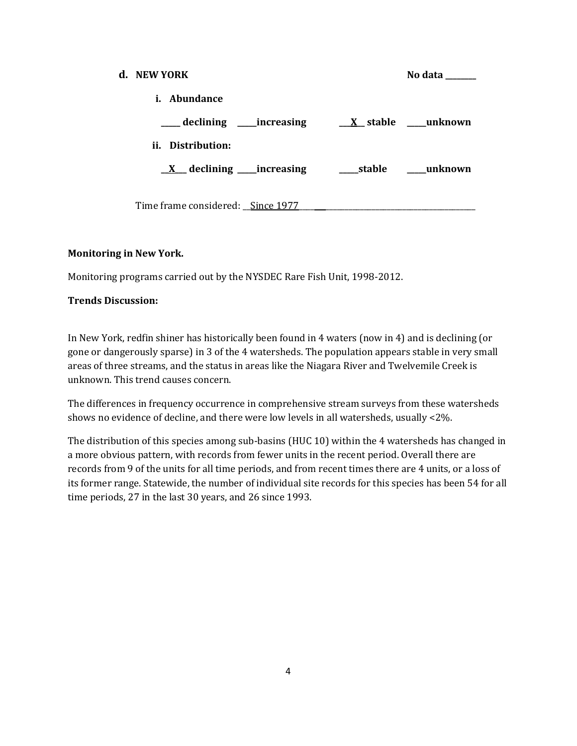**d. NEW YORK** No data ________

**i. Abundance**

_____ declining _____increasing __X__ stable _____unknown

**ii. Distribution:**

__X___ declining _____increasing _____stable _____unknown

Time frame considered: __Since 1977________________________________________

**Monitoring in New York.**

Monitoring programs carried out by the NYSDEC Rare Fish Unit, 1998-2012.

**Trends Discussion:**

In New York, redfin shiner has historically been found in 4 waters (now in 4) and is declining (or gone or dangerously sparse) in 3 of the 4 watersheds. The population appears stable in very small areas of three streams, and the status in areas like the Niagara River and Twelvemile Creek is unknown. This trend causes concern.

The differences in frequency occurrence in comprehensive stream surveys from these watersheds shows no evidence of decline, and there were low levels in all watersheds, usually <2%.

The distribution of this species among sub-basins (HUC 10) within the 4 watersheds has changed in a more obvious pattern, with records from fewer units in the recent period. Overall there are records from 9 of the units for all time periods, and from recent times there are 4 units, or a loss of its former range. Statewide, the number of individual site records for this species has been 54 for all time periods, 27 in the last 30 years, and 26 since 1993.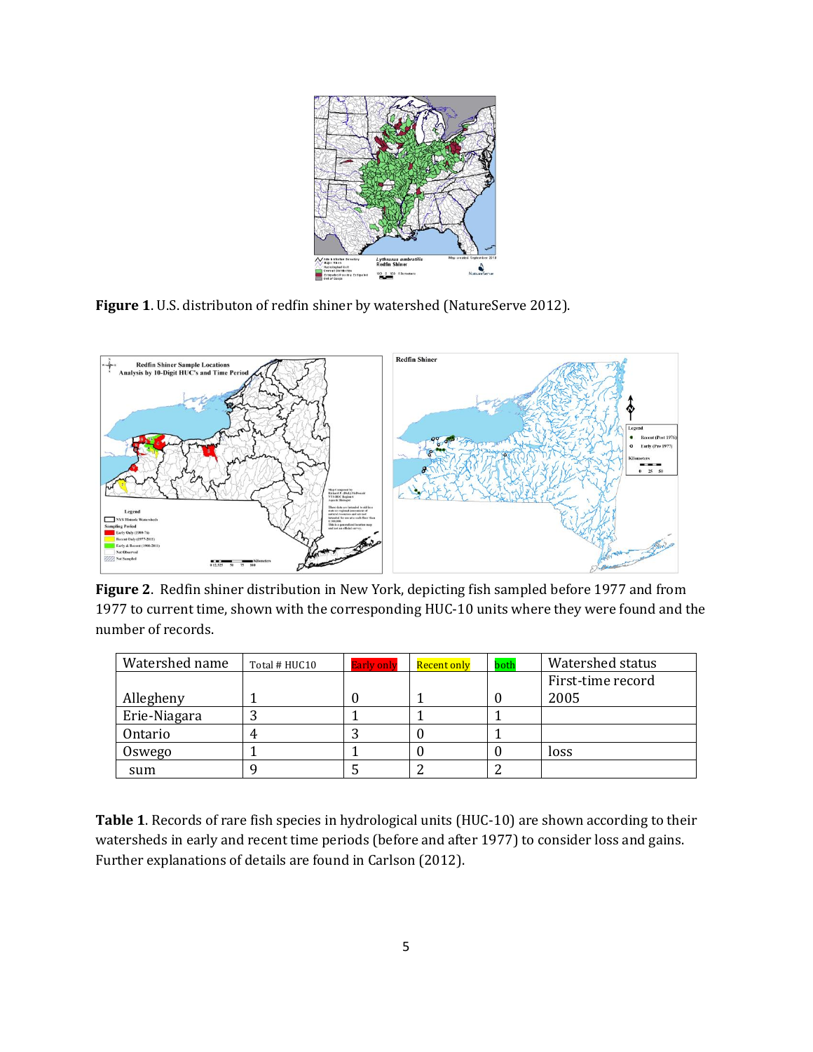Figure 1. U.S. distributon of redfin shiner by watershed (NatureServe 2012).

Figure 2. Redfin shiner distribution in New York, depicting fish sampled before 1977 and from 1977 to current time, shown with the corresponding HUC-10 units where they were found and the number of records.

| Watershed name | Total # HUC10 | Early only | Recent only | both | Watershed status |
|---|---|---|---|---|---|
| Allegheny | 1 | 0 | 1 | 0 | First-time record 2005 |
| Erie-Niagara | 3 | 1 | 1 | 1 | |
| Ontario | 4 | 3 | 0 | 1 | |
| Oswego | 1 | 1 | 0 | 0 | loss |
| sum | 9 | 5 | 2 | 2 | |

**Table 1**. Records of rare fish species in hydrological units (HUC-10) are shown according to their watersheds in early and recent time periods (before and after 1977) to consider loss and gains. Further explanations of details are found in Carlson (2012).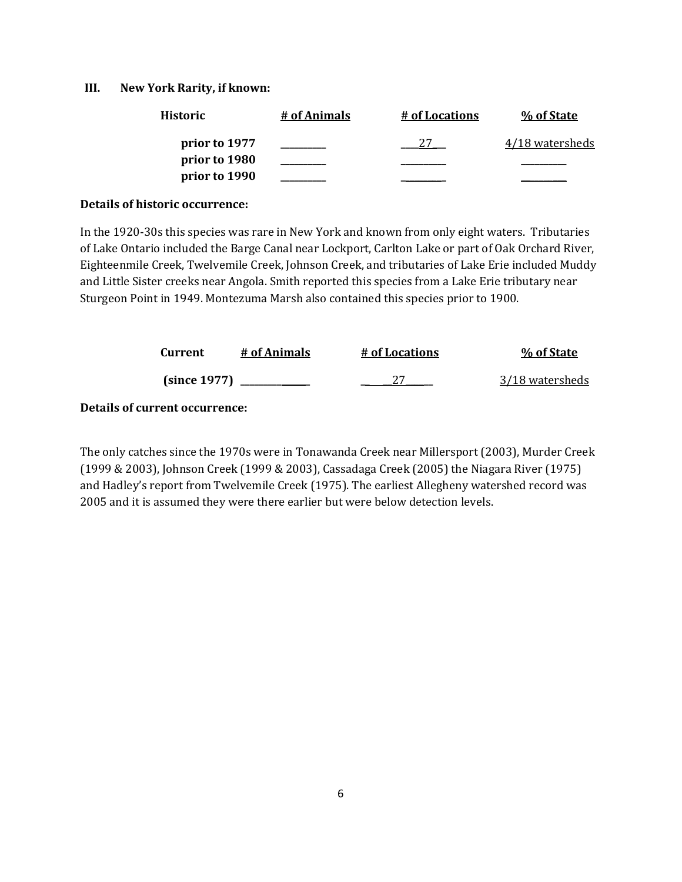**III. New York Rarity, if known:**

| Historic | # of Animals | # of Locations | % of State |
|---|---|---|---|
| prior to 1977 | ________ | ___27___ | 4/18 watersheds |
| prior to 1980 | ________ | ________ | ________ |
| prior to 1990 | ________ | ________ | ________ |

**Details of historic occurrence:**

In the 1920-30s this species was rare in New York and known from only eight waters. Tributaries of Lake Ontario included the Barge Canal near Lockport, Carlton Lake or part of Oak Orchard River, Eighteenmile Creek, Twelvemile Creek, Johnson Creek, and tributaries of Lake Erie included Muddy and Little Sister creeks near Angola. Smith reported this species from a Lake Erie tributary near Sturgeon Point in 1949. Montezuma Marsh also contained this species prior to 1900.

| Current | # of Animals | # of Locations | % of State |
|---|---|---|---|
| (since 1977) | ____________ | ____27____ | 3/18 watersheds |

**Details of current occurrence:**

The only catches since the 1970s were in Tonawanda Creek near Millersport (2003), Murder Creek (1999 & 2003), Johnson Creek (1999 & 2003), Cassadaga Creek (2005) the Niagara River (1975) and Hadley's report from Twelvemile Creek (1975). The earliest Allegheny watershed record was 2005 and it is assumed they were there earlier but were below detection levels.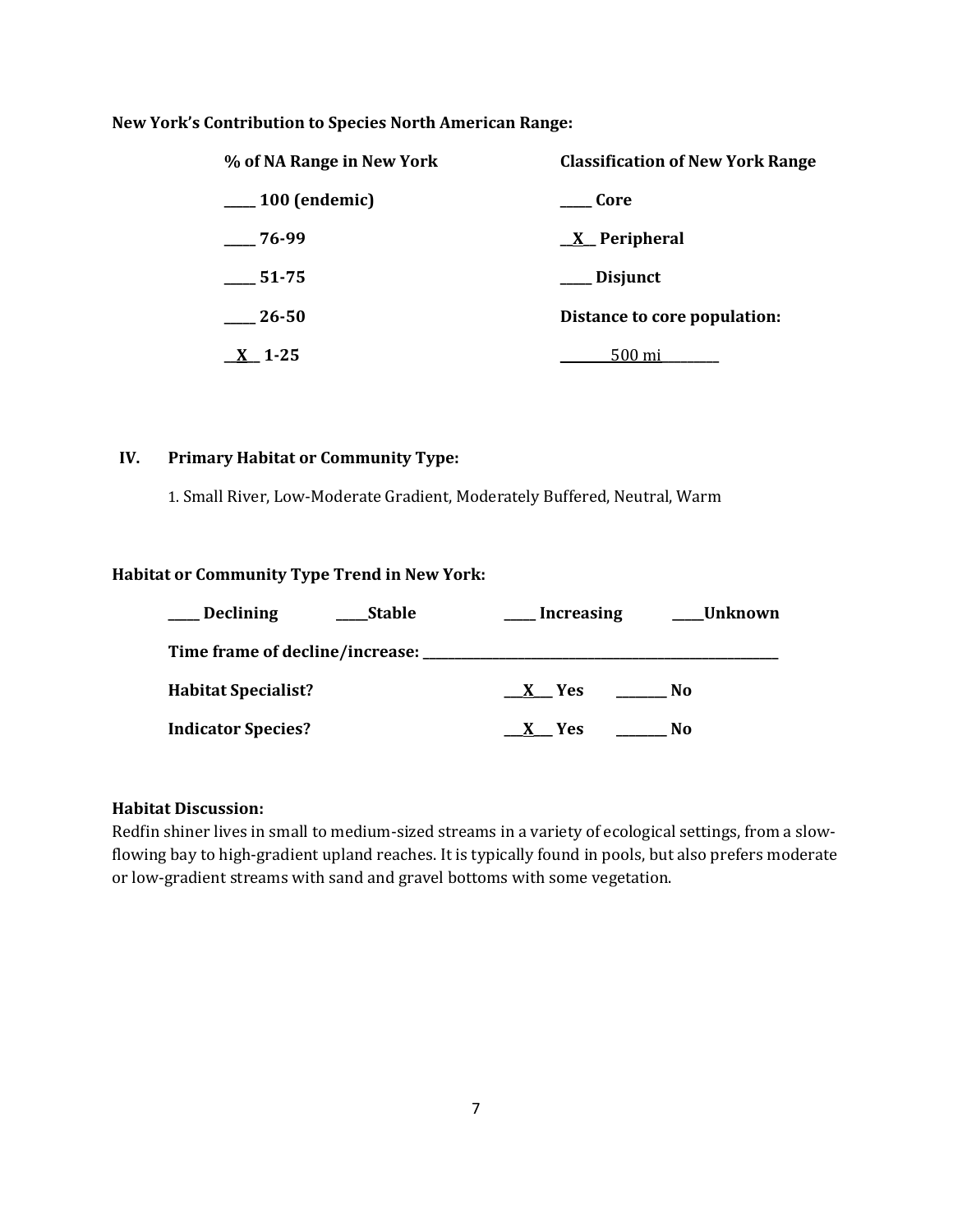**New York's Contribution to Species North American Range:**

| % of NA Range in New York | Classification of New York Range |
|---|---|
| _____ 100 (endemic) | _____ Core |
| _____ 76-99 | __X__ Peripheral |
| _____ 51-75 | _____ Disjunct |
| _____ 26-50 | **Distance to core population:** |
| __X__ 1-25 | ____500 mi____ |

## IV. Primary Habitat or Community Type:

1. Small River, Low-Moderate Gradient, Moderately Buffered, Neutral, Warm

**Habitat or Community Type Trend in New York:**

_____ **Declining** _____ **Stable** _____ **Increasing** _____ **Unknown**

**Time frame of decline/increase:** ___________________________

**Habitat Specialist?** __X__ **Yes** _______ **No**

**Indicator Species?** __X__ **Yes** _______ **No**

**Habitat Discussion:**

Redfin shiner lives in small to medium-sized streams in a variety of ecological settings, from a slow-flowing bay to high-gradient upland reaches. It is typically found in pools, but also prefers moderate or low-gradient streams with sand and gravel bottoms with some vegetation.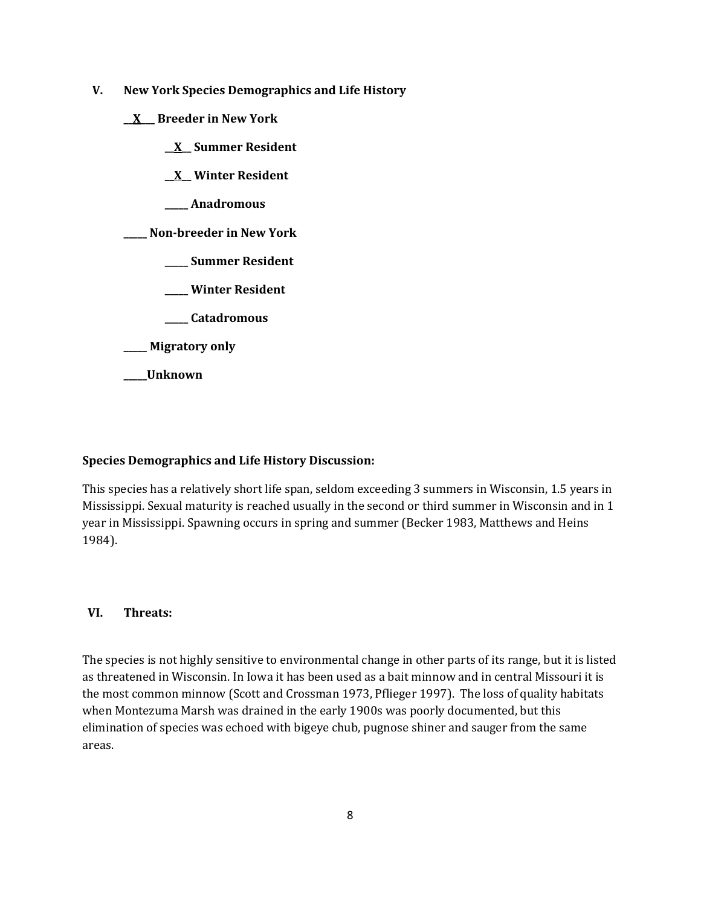## V. New York Species Demographics and Life History

__X__ **Breeder in New York**

  __X__ **Summer Resident**

  __X__ **Winter Resident**

  _____ **Anadromous**

_____ **Non-breeder in New York**

  _____ **Summer Resident**

  _____ **Winter Resident**

  _____ **Catadromous**

_____ **Migratory only**

_____**Unknown**

**Species Demographics and Life History Discussion:**

This species has a relatively short life span, seldom exceeding 3 summers in Wisconsin, 1.5 years in Mississippi. Sexual maturity is reached usually in the second or third summer in Wisconsin and in 1 year in Mississippi. Spawning occurs in spring and summer (Becker 1983, Matthews and Heins 1984).

## VI. Threats:

The species is not highly sensitive to environmental change in other parts of its range, but it is listed as threatened in Wisconsin. In Iowa it has been used as a bait minnow and in central Missouri it is the most common minnow (Scott and Crossman 1973, Pflieger 1997). The loss of quality habitats when Montezuma Marsh was drained in the early 1900s was poorly documented, but this elimination of species was echoed with bigeye chub, pugnose shiner and sauger from the same areas.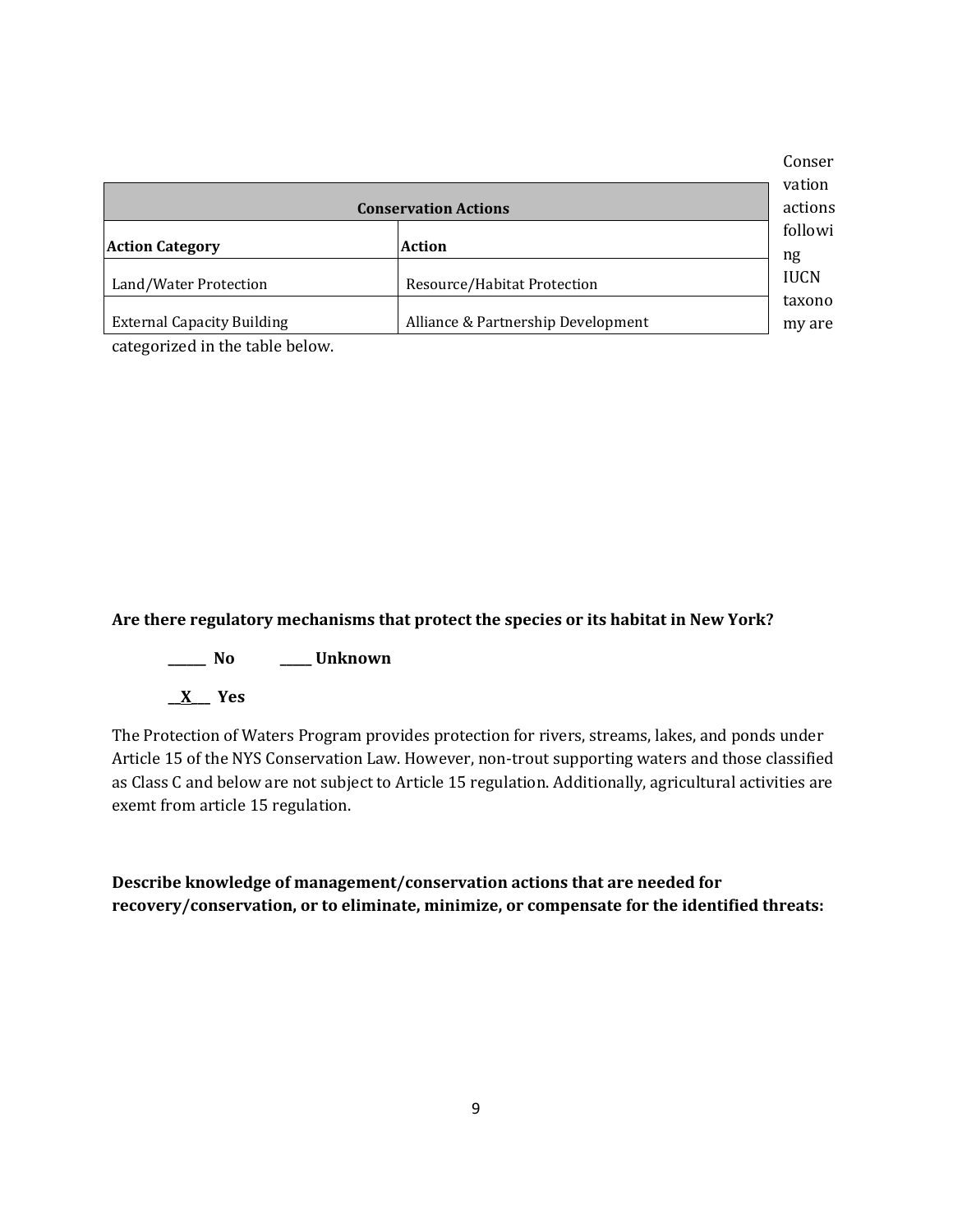Conservation actions following IUCN taxonomy are categorized in the table below.

| Conservation Actions | |
|---|---|
| **Action Category** | **Action** |
| Land/Water Protection | Resource/Habitat Protection |
| External Capacity Building | Alliance & Partnership Development |

**Are there regulatory mechanisms that protect the species or its habitat in New York?**

**______ No** **_____ Unknown**

**__X___ Yes**

The Protection of Waters Program provides protection for rivers, streams, lakes, and ponds under Article 15 of the NYS Conservation Law. However, non-trout supporting waters and those classified as Class C and below are not subject to Article 15 regulation. Additionally, agricultural activities are exemt from article 15 regulation.

**Describe knowledge of management/conservation actions that are needed for recovery/conservation, or to eliminate, minimize, or compensate for the identified threats:**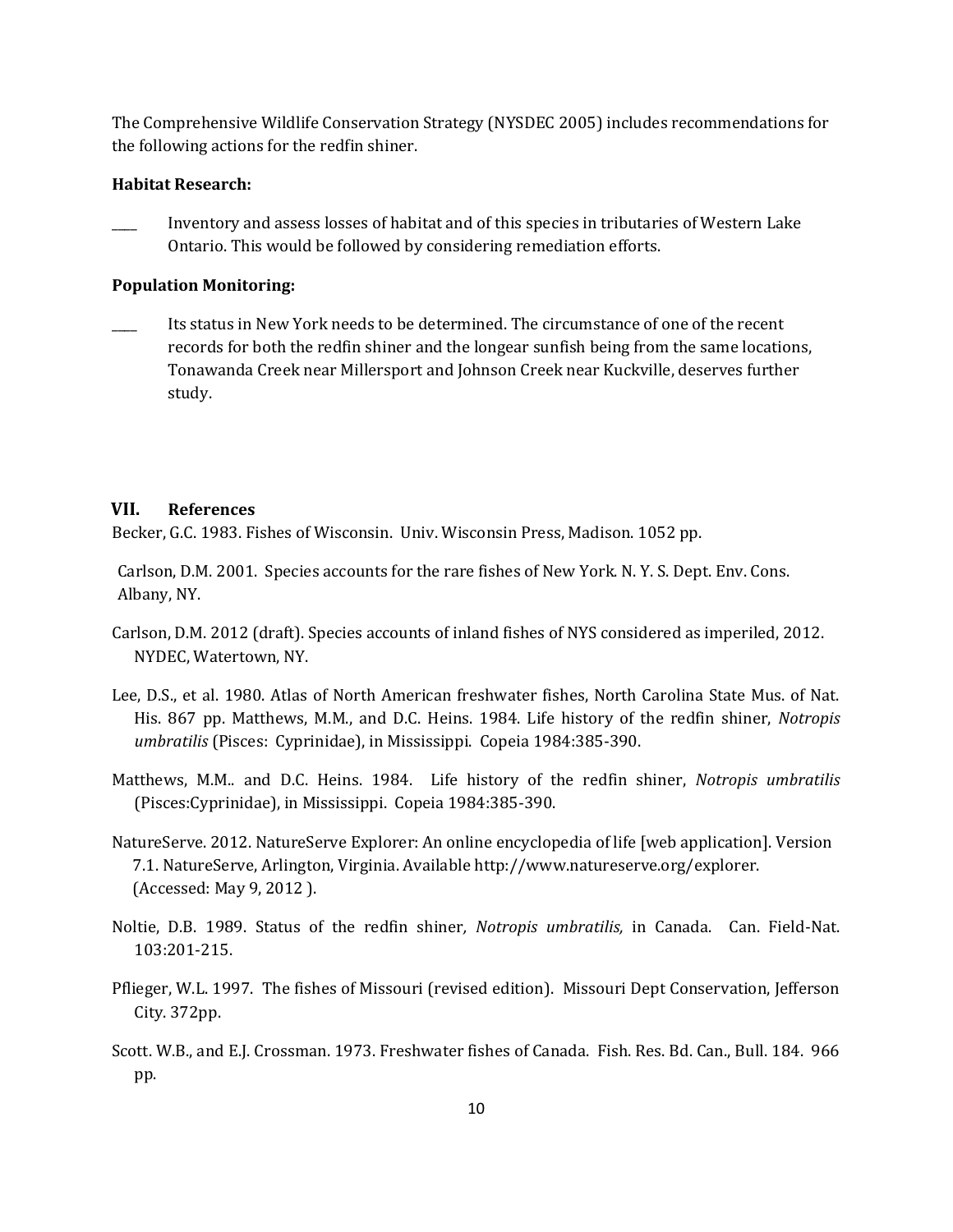The Comprehensive Wildlife Conservation Strategy (NYSDEC 2005) includes recommendations for the following actions for the redfin shiner.

**Habitat Research:**

____ Inventory and assess losses of habitat and of this species in tributaries of Western Lake Ontario. This would be followed by considering remediation efforts.

**Population Monitoring:**

____ Its status in New York needs to be determined. The circumstance of one of the recent records for both the redfin shiner and the longear sunfish being from the same locations, Tonawanda Creek near Millersport and Johnson Creek near Kuckville, deserves further study.

## VII. References

Becker, G.C. 1983. Fishes of Wisconsin. Univ. Wisconsin Press, Madison. 1052 pp.

Carlson, D.M. 2001. Species accounts for the rare fishes of New York. N. Y. S. Dept. Env. Cons. Albany, NY.

Carlson, D.M. 2012 (draft). Species accounts of inland fishes of NYS considered as imperiled, 2012. NYDEC, Watertown, NY.

Lee, D.S., et al. 1980. Atlas of North American freshwater fishes, North Carolina State Mus. of Nat. His. 867 pp. Matthews, M.M., and D.C. Heins. 1984. Life history of the redfin shiner, *Notropis umbratilis* (Pisces: Cyprinidae), in Mississippi. Copeia 1984:385-390.

Matthews, M.M.. and D.C. Heins. 1984. Life history of the redfin shiner, *Notropis umbratilis* (Pisces:Cyprinidae), in Mississippi. Copeia 1984:385-390.

NatureServe. 2012. NatureServe Explorer: An online encyclopedia of life [web application]. Version 7.1. NatureServe, Arlington, Virginia. Available http://www.natureserve.org/explorer. (Accessed: May 9, 2012 ).

Noltie, D.B. 1989. Status of the redfin shiner*, Notropis umbratilis,* in Canada. Can. Field-Nat. 103:201-215.

Pflieger, W.L. 1997. The fishes of Missouri (revised edition). Missouri Dept Conservation, Jefferson City. 372pp.

Scott. W.B., and E.J. Crossman. 1973. Freshwater fishes of Canada. Fish. Res. Bd. Can., Bull. 184. 966 pp.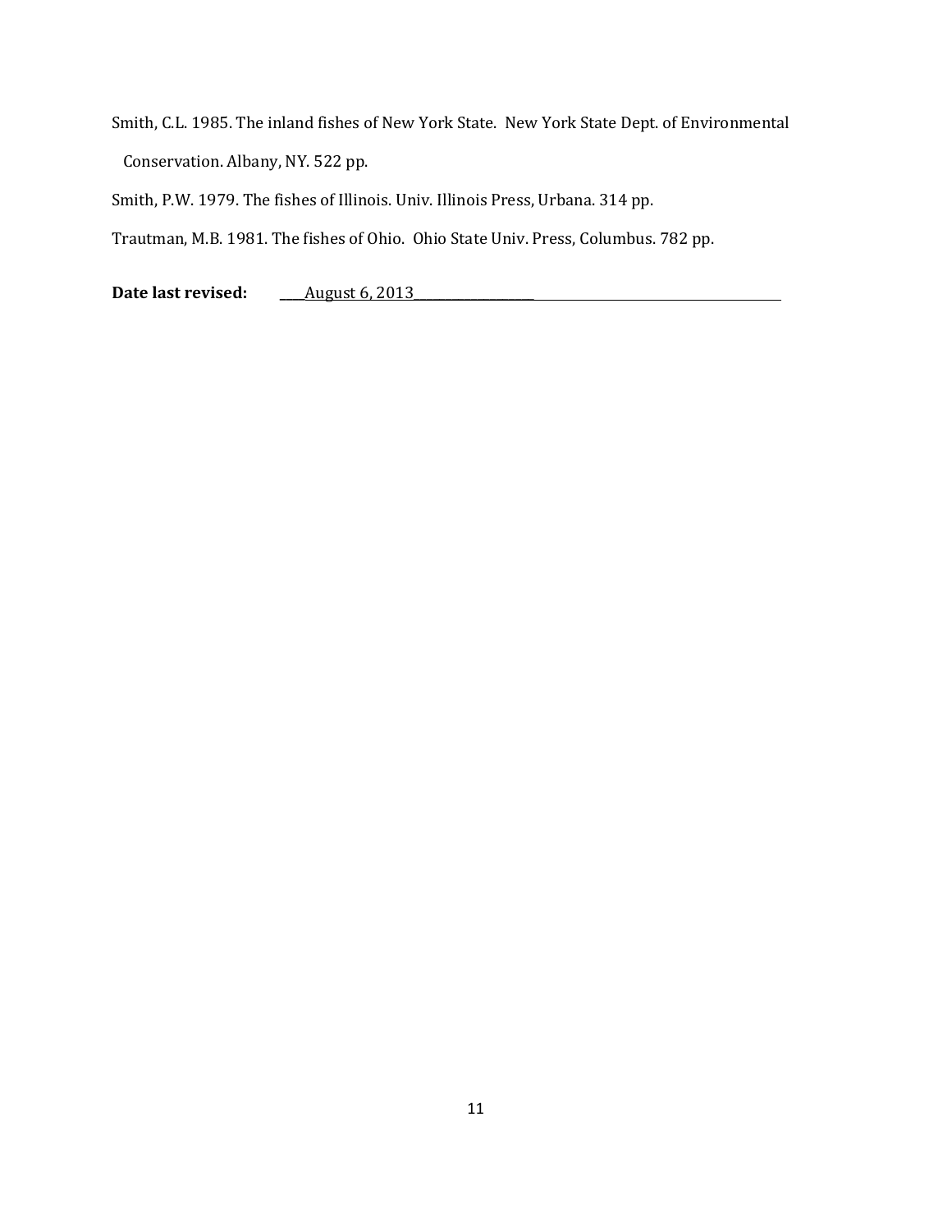Smith, C.L. 1985. The inland fishes of New York State. New York State Dept. of Environmental Conservation. Albany, NY. 522 pp.

Smith, P.W. 1979. The fishes of Illinois. Univ. Illinois Press, Urbana. 314 pp.

Trautman, M.B. 1981. The fishes of Ohio. Ohio State Univ. Press, Columbus. 782 pp.

**Date last revised:** August 6, 2013